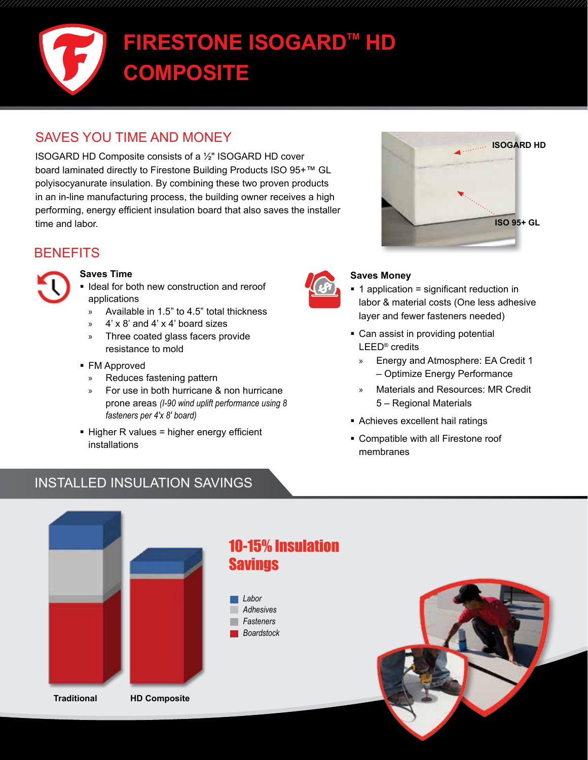# FIRESTONE ISOGARD™ HD COMPOSITE

## SAVES YOU TIME AND MONEY

ISOGARD HD Composite consists of a ½" ISOGARD HD cover board laminated directly to Firestone Building Products ISO 95+™ GL polyisocyanurate insulation. By combining these two proven products in an in-line manufacturing process, the building owner receives a high performing, energy efficient insulation board that also saves the installer time and labor.

ISOGARD HD

ISO 95+ GL

## BENEFITS

### Saves Time

- Ideal for both new construction and reroof applications
  - » Available in 1.5" to 4.5" total thickness
  - » 4' x 8' and 4' x 4' board sizes
  - » Three coated glass facers provide resistance to mold
- FM Approved
  - » Reduces fastening pattern
  - » For use in both hurricane & non hurricane prone areas *(I-90 wind uplift performance using 8 fasteners per 4'x 8' board)*
- Higher R values = higher energy efficient installations

### Saves Money

- 1 application = significant reduction in labor & material costs (One less adhesive layer and fewer fasteners needed)
- Can assist in providing potential LEED® credits
  - » Energy and Atmosphere: EA Credit 1 – Optimize Energy Performance
  - » Materials and Resources: MR Credit 5 – Regional Materials
- Achieves excellent hail ratings
- Compatible with all Firestone roof membranes

## INSTALLED INSULATION SAVINGS

**10-15% Insulation Savings**

*Labor*
*Adhesives*
*Fasteners*
*Boardstock*

**Traditional** **HD Composite**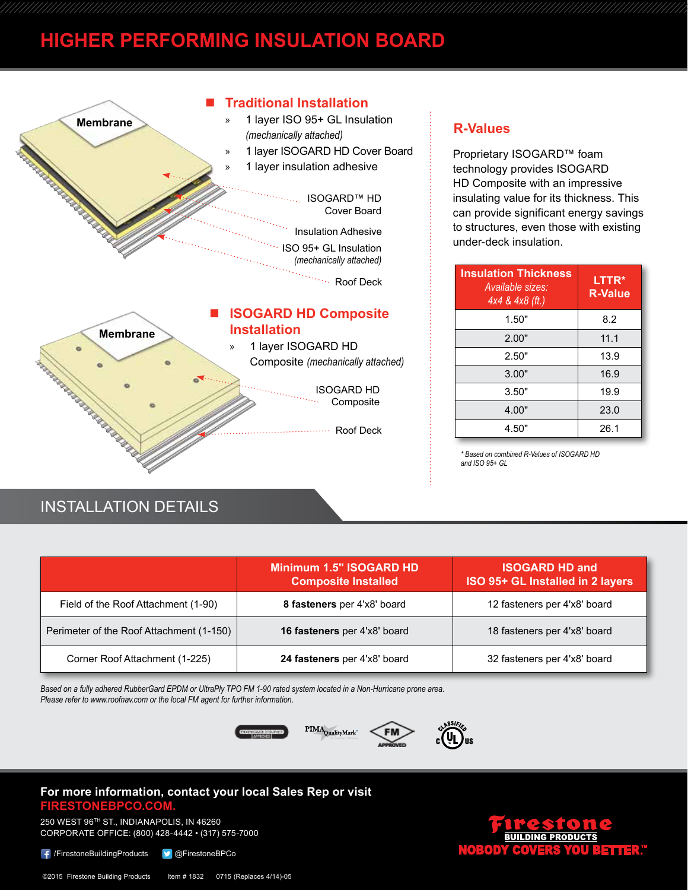# HIGHER PERFORMING INSULATION BOARD

Membrane

## Traditional Installation

- 1 layer ISO 95+ GL Insulation *(mechanically attached)*
- 1 layer ISOGARD HD Cover Board
- 1 layer insulation adhesive

ISOGARD™ HD Cover Board

Insulation Adhesive

ISO 95+ GL Insulation *(mechanically attached)*

Roof Deck

Membrane

## ISOGARD HD Composite Installation

- 1 layer ISOGARD HD Composite *(mechanically attached)*

ISOGARD HD Composite

Roof Deck

## R-Values

Proprietary ISOGARD™ foam technology provides ISOGARD HD Composite with an impressive insulating value for its thickness. This can provide significant energy savings to structures, even those with existing under-deck insulation.

| Insulation Thickness *Available sizes: 4x4 & 4x8 (ft.)* | LTTR* R-Value |
|---|---|
| 1.50" | 8.2 |
| 2.00" | 11.1 |
| 2.50" | 13.9 |
| 3.00" | 16.9 |
| 3.50" | 19.9 |
| 4.00" | 23.0 |
| 4.50" | 26.1 |

*\* Based on combined R-Values of ISOGARD HD and ISO 95+ GL*

## INSTALLATION DETAILS

| | Minimum 1.5" ISOGARD HD Composite Installed | ISOGARD HD and ISO 95+ GL Installed in 2 layers |
|---|---|---|
| Field of the Roof Attachment (1-90) | **8 fasteners** per 4'x8' board | 12 fasteners per 4'x8' board |
| Perimeter of the Roof Attachment (1-150) | **16 fasteners** per 4'x8' board | 18 fasteners per 4'x8' board |
| Corner Roof Attachment (1-225) | **24 fasteners** per 4'x8' board | 32 fasteners per 4'x8' board |

*Based on a fully adhered RubberGard EPDM or UltraPly TPO FM 1-90 rated system located in a Non-Hurricane prone area. Please refer to www.roofnav.com or the local FM agent for further information.*

**For more information, contact your local Sales Rep or visit FIRESTONEBPCO.COM.**

250 WEST 96TH ST., INDIANAPOLIS, IN 46260
CORPORATE OFFICE: (800) 428-4442 • (317) 575-7000

/FirestoneBuildingProducts    @FirestoneBPCo

Firestone BUILDING PRODUCTS
NOBODY COVERS YOU BETTER.™

©2015 Firestone Building Products    Item # 1832    0715 (Replaces 4/14)-05